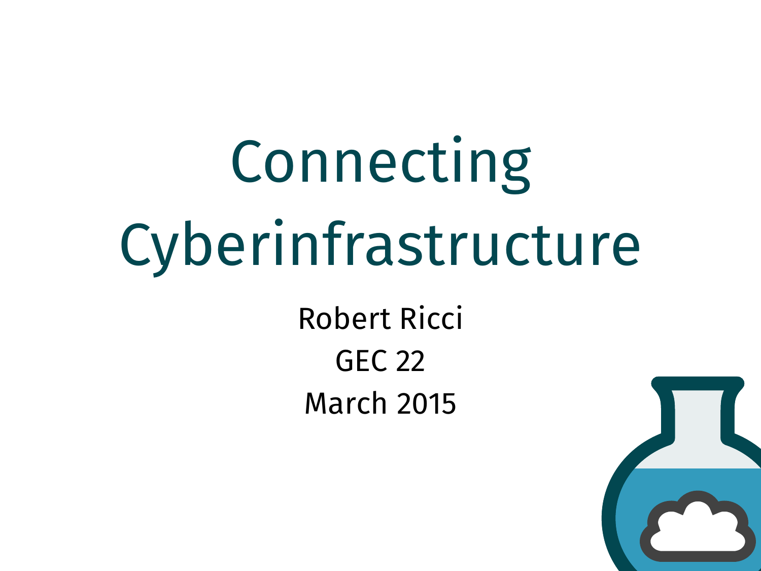# Connecting Cyberinfrastructure

Robert Ricci

GEC 22

March 2015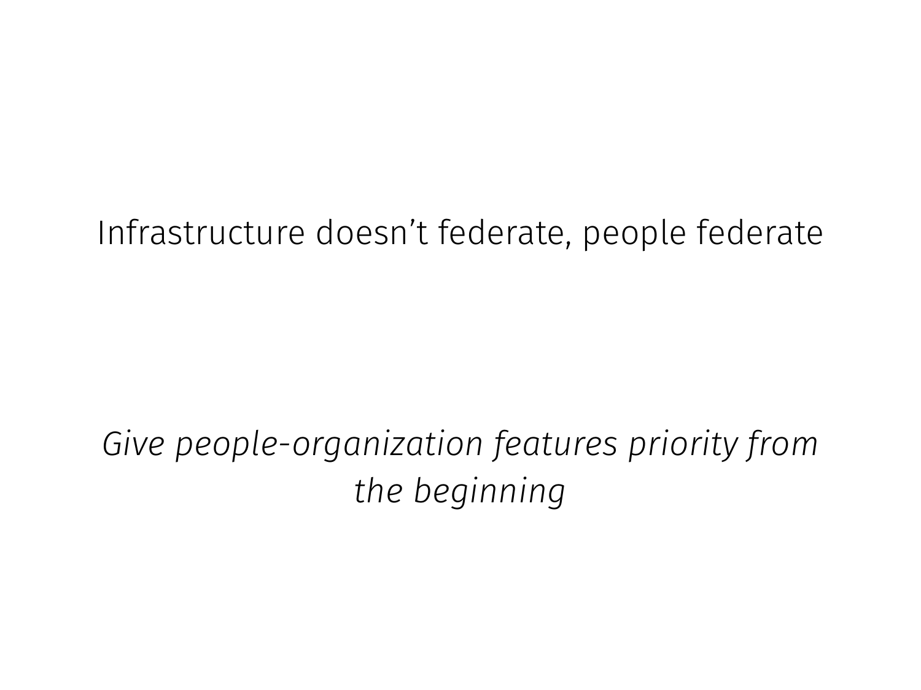Infrastructure doesn’t federate, people federate

*Give people-organization features priority from the beginning*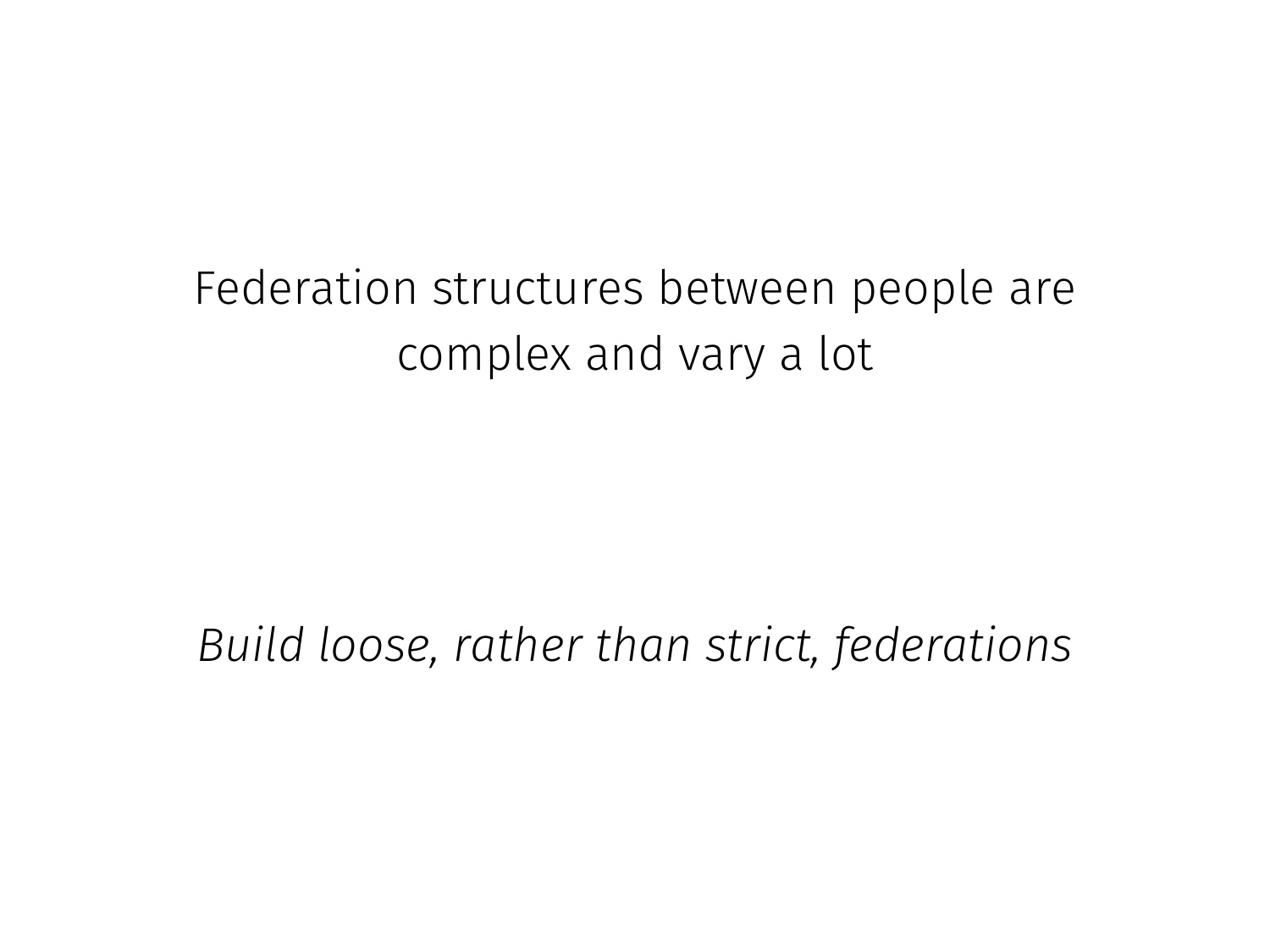Federation structures between people are complex and vary a lot

*Build loose, rather than strict, federations*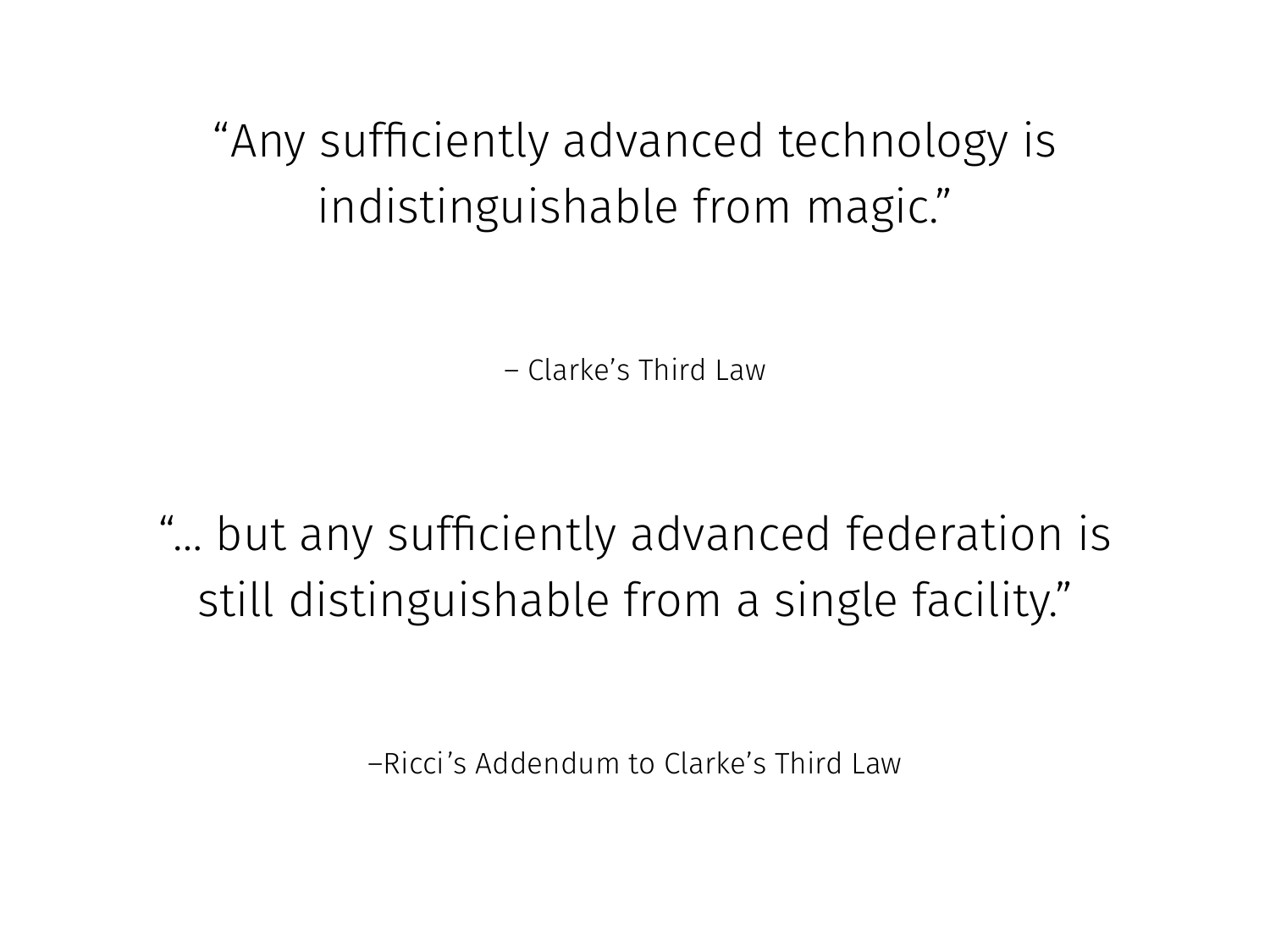"Any sufficiently advanced technology is indistinguishable from magic."

– Clarke's Third Law

"… but any sufficiently advanced federation is still distinguishable from a single facility."

–Ricci's Addendum to Clarke's Third Law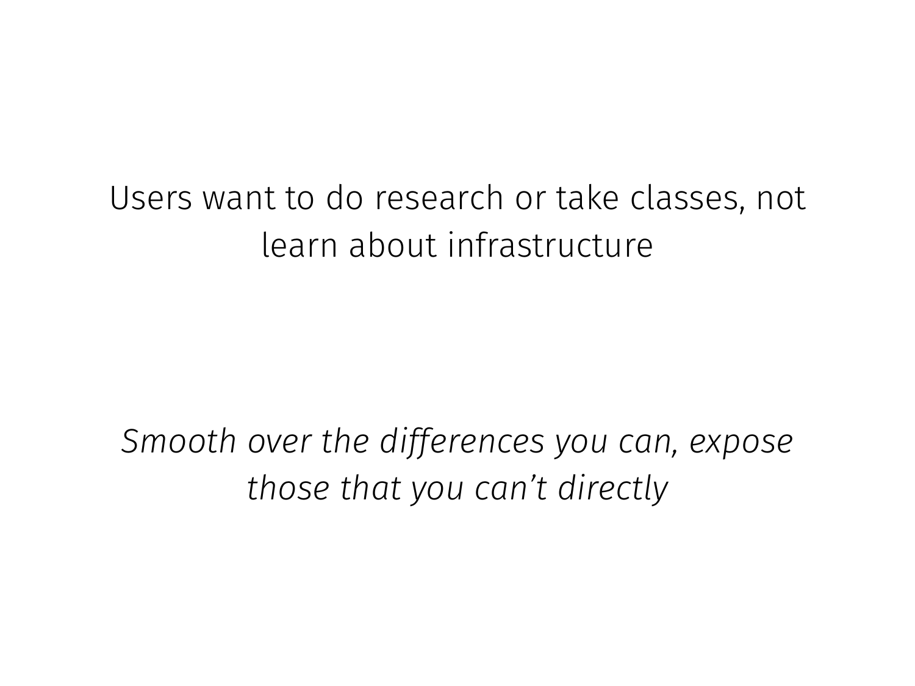Users want to do research or take classes, not learn about infrastructure

*Smooth over the differences you can, expose those that you can't directly*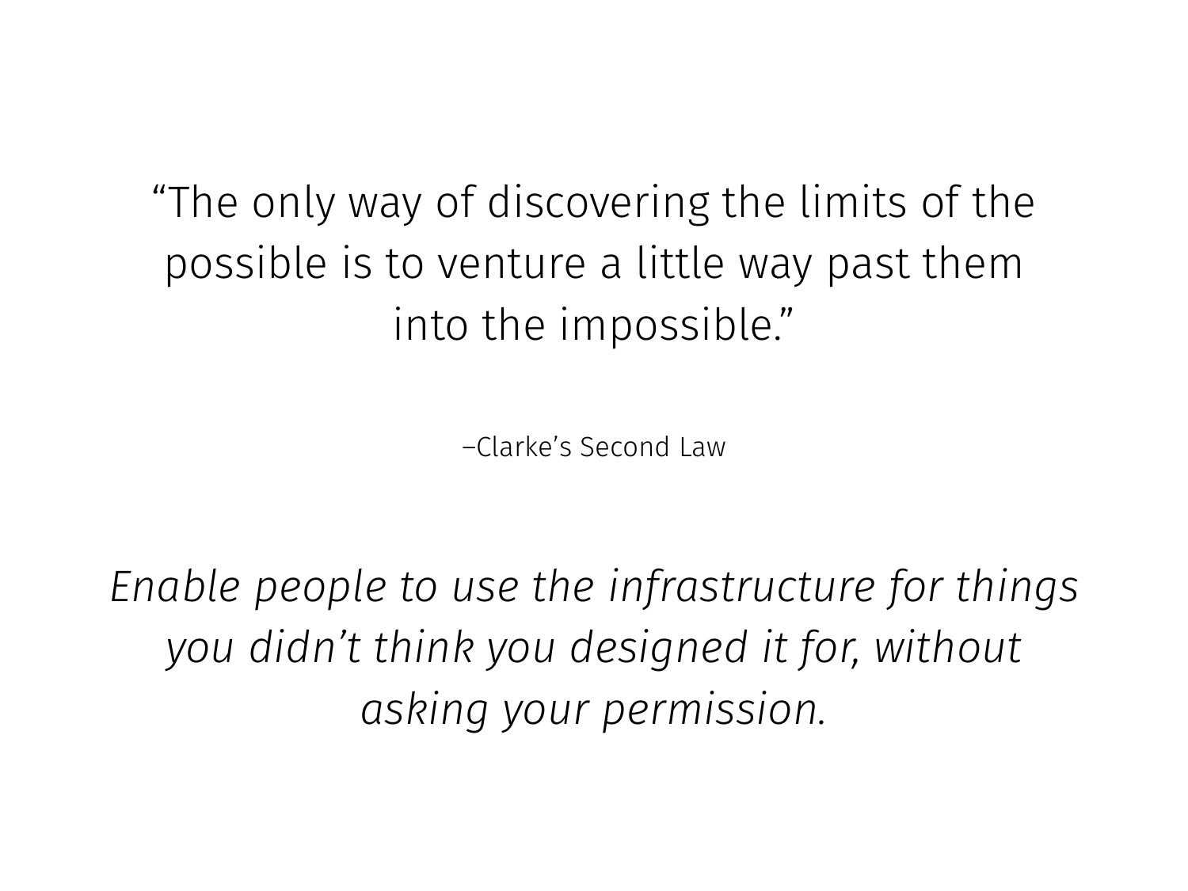“The only way of discovering the limits of the possible is to venture a little way past them into the impossible.”

–Clarke’s Second Law

*Enable people to use the infrastructure for things you didn’t think you designed it for, without asking your permission.*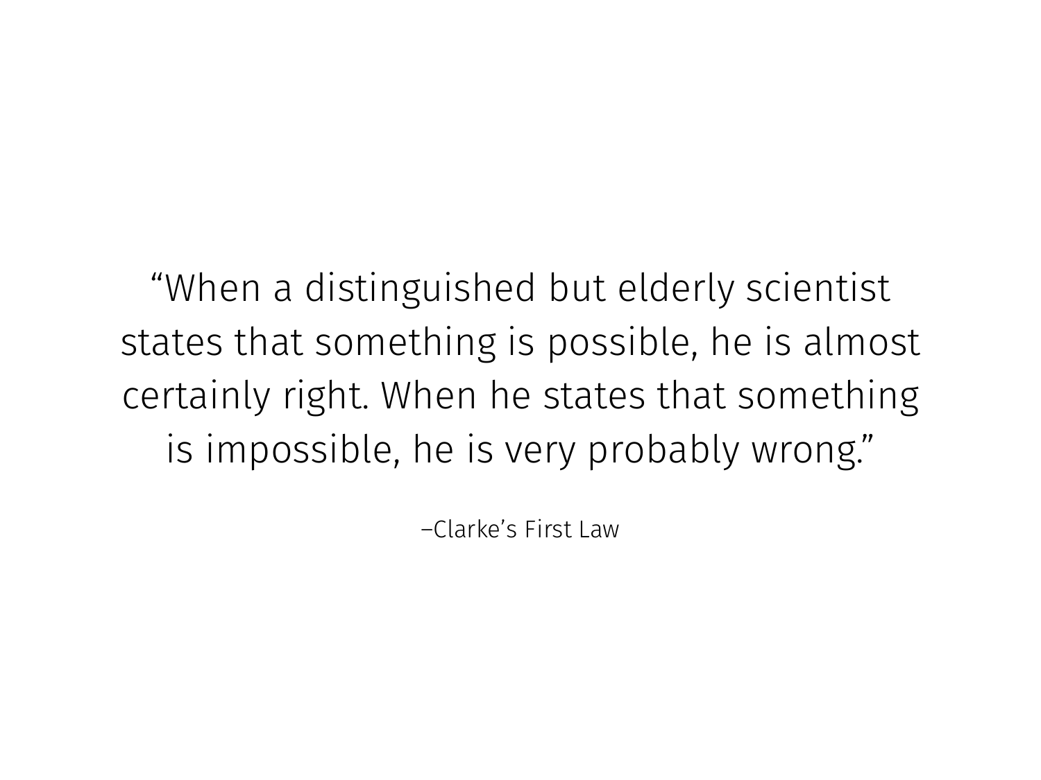"When a distinguished but elderly scientist states that something is possible, he is almost certainly right. When he states that something is impossible, he is very probably wrong."

–Clarke's First Law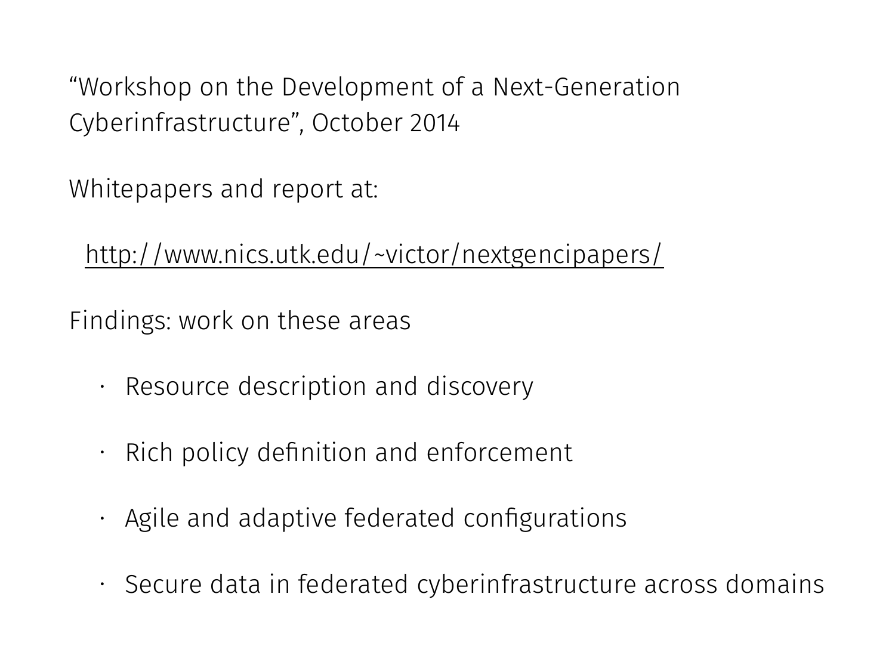“Workshop on the Development of a Next-Generation Cyberinfrastructure”, October 2014

Whitepapers and report at:

http://www.nics.utk.edu/~victor/nextgencipapers/

Findings: work on these areas

- Resource description and discovery
- Rich policy definition and enforcement
- Agile and adaptive federated configurations
- Secure data in federated cyberinfrastructure across domains